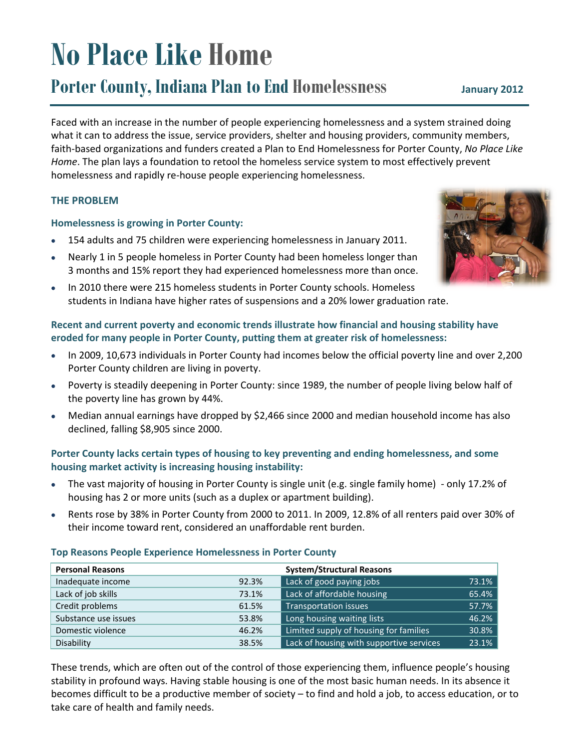# No Place Like Home

## Porter County, Indiana Plan to End Homelessness

January 2012

Faced with an increase in the number of people experiencing homelessness and a system strained doing what it can to address the issue, service providers, shelter and housing providers, community members, faith-based organizations and funders created a Plan to End Homelessness for Porter County, *No Place Like Home*. The plan lays a foundation to retool the homeless service system to most effectively prevent homelessness and rapidly re-house people experiencing homelessness.

### THE PROBLEM

**Homelessness is growing in Porter County:**

- 154 adults and 75 children were experiencing homelessness in January 2011.
- Nearly 1 in 5 people homeless in Porter County had been homeless longer than 3 months and 15% report they had experienced homelessness more than once.
- In 2010 there were 215 homeless students in Porter County schools. Homeless students in Indiana have higher rates of suspensions and a 20% lower graduation rate.

**Recent and current poverty and economic trends illustrate how financial and housing stability have eroded for many people in Porter County, putting them at greater risk of homelessness:**

- In 2009, 10,673 individuals in Porter County had incomes below the official poverty line and over 2,200 Porter County children are living in poverty.
- Poverty is steadily deepening in Porter County: since 1989, the number of people living below half of the poverty line has grown by 44%.
- Median annual earnings have dropped by $2,466 since 2000 and median household income has also declined, falling $8,905 since 2000.

**Porter County lacks certain types of housing to key preventing and ending homelessness, and some housing market activity is increasing housing instability:**

- The vast majority of housing in Porter County is single unit (e.g. single family home) - only 17.2% of housing has 2 or more units (such as a duplex or apartment building).
- Rents rose by 38% in Porter County from 2000 to 2011. In 2009, 12.8% of all renters paid over 30% of their income toward rent, considered an unaffordable rent burden.

**Top Reasons People Experience Homelessness in Porter County**

| Personal Reasons | | System/Structural Reasons | |
|---|---|---|---|
| Inadequate income | 92.3% | Lack of good paying jobs | 73.1% |
| Lack of job skills | 73.1% | Lack of affordable housing | 65.4% |
| Credit problems | 61.5% | Transportation issues | 57.7% |
| Substance use issues | 53.8% | Long housing waiting lists | 46.2% |
| Domestic violence | 46.2% | Limited supply of housing for families | 30.8% |
| Disability | 38.5% | Lack of housing with supportive services | 23.1% |

These trends, which are often out of the control of those experiencing them, influence people's housing stability in profound ways. Having stable housing is one of the most basic human needs. In its absence it becomes difficult to be a productive member of society – to find and hold a job, to access education, or to take care of health and family needs.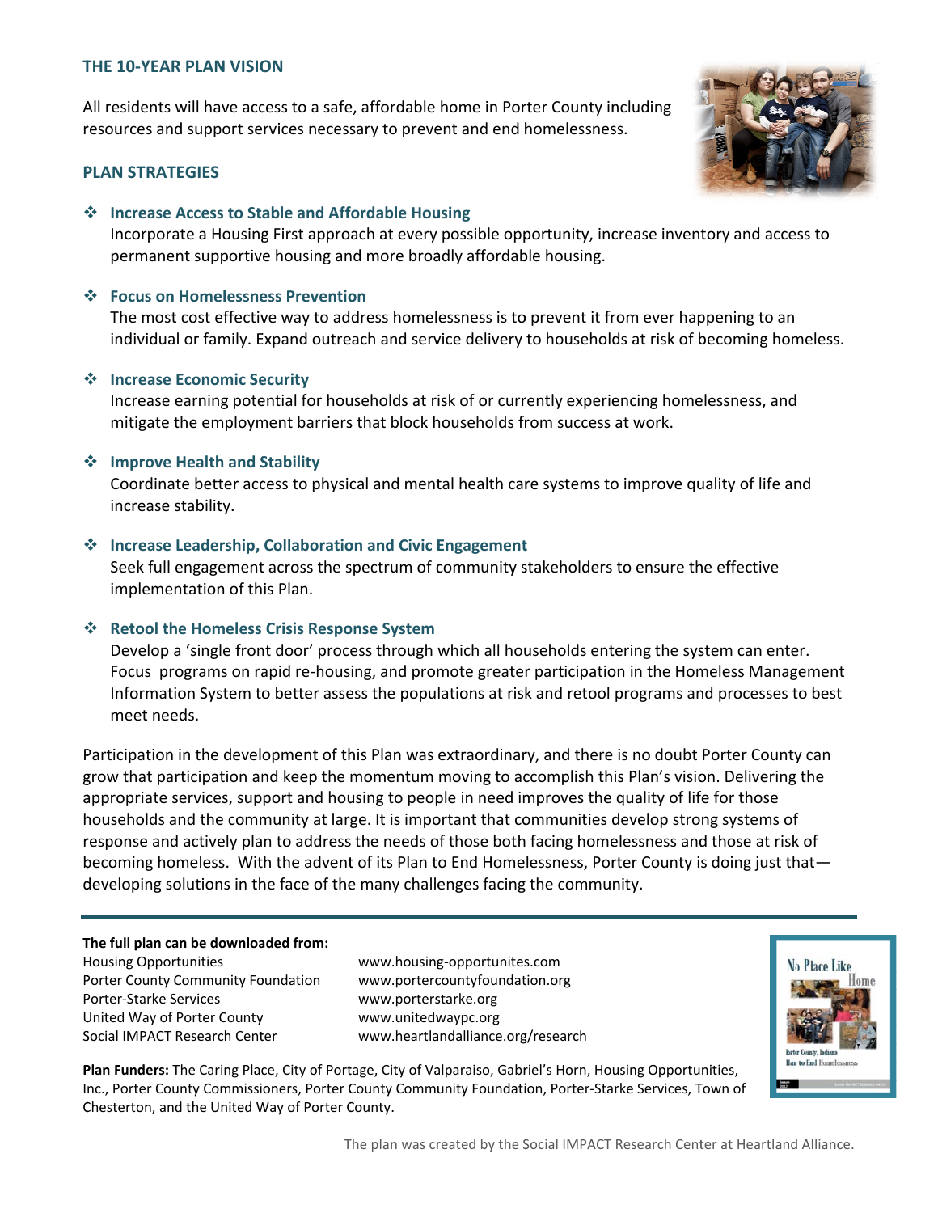## THE 10-YEAR PLAN VISION

All residents will have access to a safe, affordable home in Porter County including resources and support services necessary to prevent and end homelessness.

## PLAN STRATEGIES

- **Increase Access to Stable and Affordable Housing**
  Incorporate a Housing First approach at every possible opportunity, increase inventory and access to permanent supportive housing and more broadly affordable housing.

- **Focus on Homelessness Prevention**
  The most cost effective way to address homelessness is to prevent it from ever happening to an individual or family. Expand outreach and service delivery to households at risk of becoming homeless.

- **Increase Economic Security**
  Increase earning potential for households at risk of or currently experiencing homelessness, and mitigate the employment barriers that block households from success at work.

- **Improve Health and Stability**
  Coordinate better access to physical and mental health care systems to improve quality of life and increase stability.

- **Increase Leadership, Collaboration and Civic Engagement**
  Seek full engagement across the spectrum of community stakeholders to ensure the effective implementation of this Plan.

- **Retool the Homeless Crisis Response System**
  Develop a 'single front door' process through which all households entering the system can enter. Focus programs on rapid re-housing, and promote greater participation in the Homeless Management Information System to better assess the populations at risk and retool programs and processes to best meet needs.

Participation in the development of this Plan was extraordinary, and there is no doubt Porter County can grow that participation and keep the momentum moving to accomplish this Plan's vision. Delivering the appropriate services, support and housing to people in need improves the quality of life for those households and the community at large. It is important that communities develop strong systems of response and actively plan to address the needs of those both facing homelessness and those at risk of becoming homeless. With the advent of its Plan to End Homelessness, Porter County is doing just that—developing solutions in the face of the many challenges facing the community.

---

**The full plan can be downloaded from:**

| | |
|---|---|
| Housing Opportunities | www.housing-opportunites.com |
| Porter County Community Foundation | www.portercountyfoundation.org |
| Porter-Starke Services | www.porterstarke.org |
| United Way of Porter County | www.unitedwaypc.org |
| Social IMPACT Research Center | www.heartlandalliance.org/research |

**Plan Funders:** The Caring Place, City of Portage, City of Valparaiso, Gabriel's Horn, Housing Opportunities, Inc., Porter County Commissioners, Porter County Community Foundation, Porter-Starke Services, Town of Chesterton, and the United Way of Porter County.

The plan was created by the Social IMPACT Research Center at Heartland Alliance.